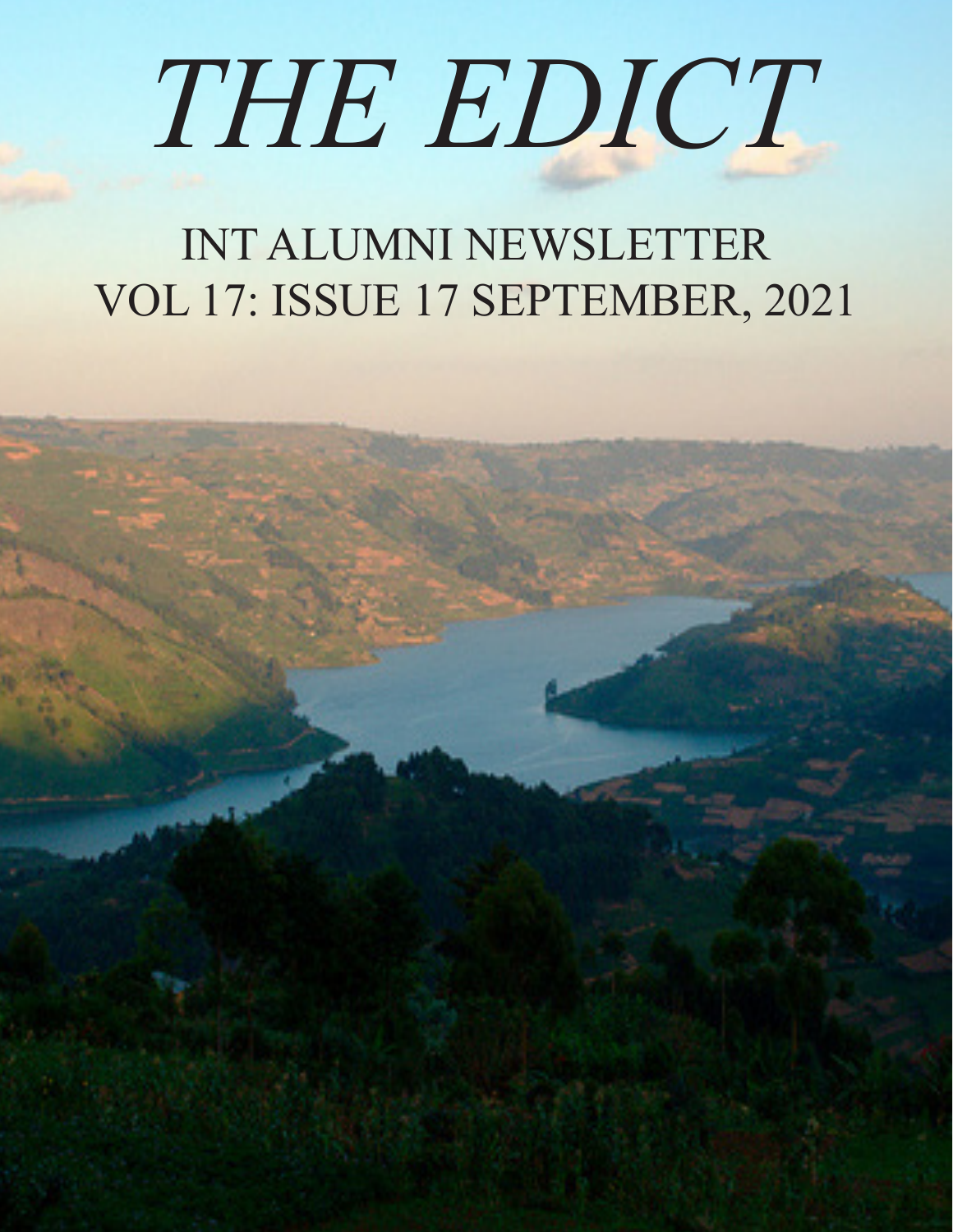# THE EDICT

INT ALUMNI NEWSLETTER
VOL 17: ISSUE 17 SEPTEMBER, 2021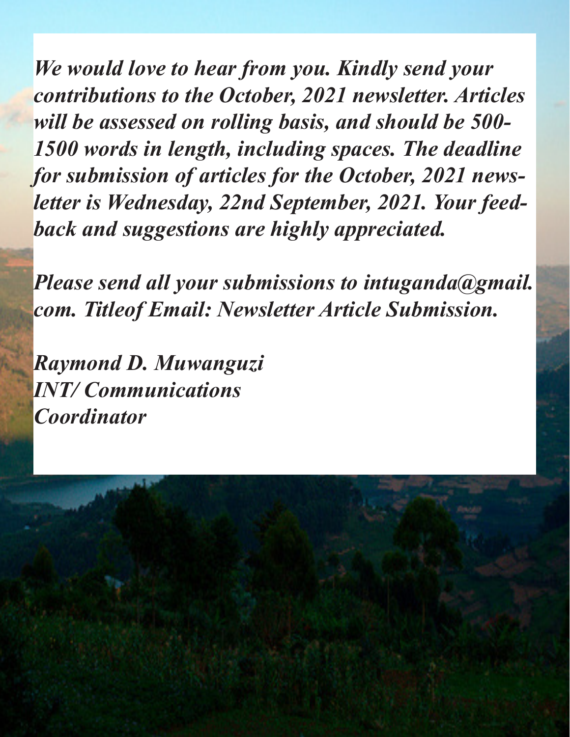*We would love to hear from you. Kindly send your contributions to the October, 2021 newsletter. Articles will be assessed on rolling basis, and should be 500-1500 words in length, including spaces. The deadline for submission of articles for the October, 2021 newsletter is Wednesday, 22nd September, 2021. Your feedback and suggestions are highly appreciated.*

*Please send all your submissions to intuganda@gmail.com. Titleof Email: Newsletter Article Submission.*

*Raymond D. Muwanguzi*
*INT/ Communications*
*Coordinator*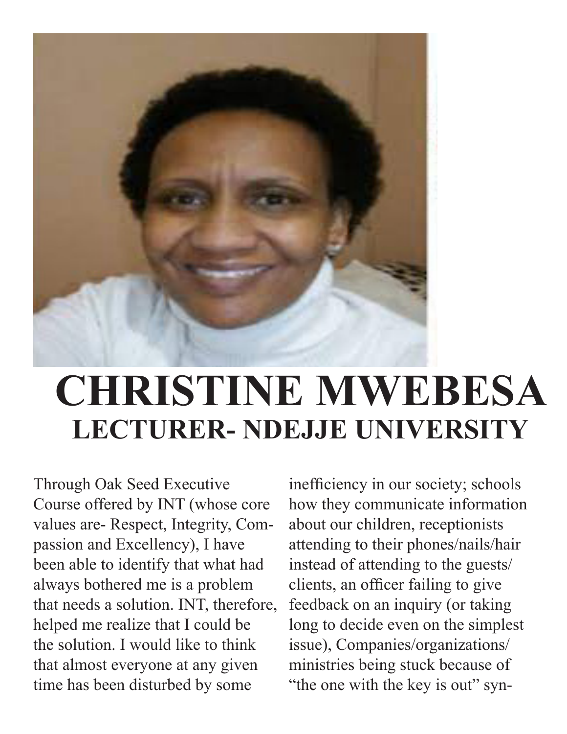# CHRISTINE MWEBESA

## LECTURER- NDEJJE UNIVERSITY

Through Oak Seed Executive Course offered by INT (whose core values are- Respect, Integrity, Compassion and Excellency), I have been able to identify that what had always bothered me is a problem that needs a solution. INT, therefore, helped me realize that I could be the solution. I would like to think that almost everyone at any given time has been disturbed by some inefficiency in our society; schools how they communicate information about our children, receptionists attending to their phones/nails/hair instead of attending to the guests/ clients, an officer failing to give feedback on an inquiry (or taking long to decide even on the simplest issue), Companies/organizations/ ministries being stuck because of "the one with the key is out" syn-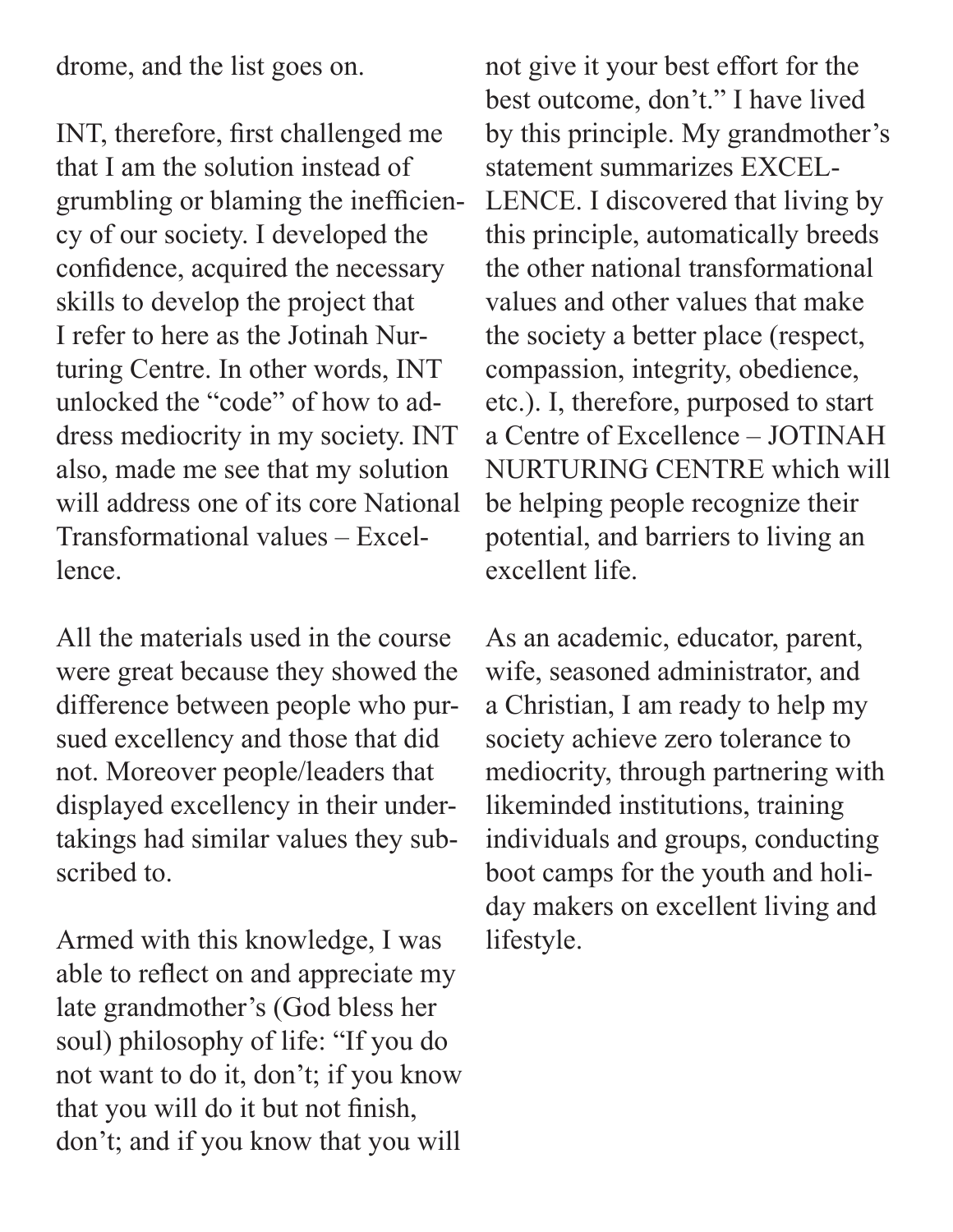drome, and the list goes on.

INT, therefore, first challenged me that I am the solution instead of grumbling or blaming the inefficiency of our society. I developed the confidence, acquired the necessary skills to develop the project that I refer to here as the Jotinah Nurturing Centre. In other words, INT unlocked the "code" of how to address mediocrity in my society. INT also, made me see that my solution will address one of its core National Transformational values – Excellence.

All the materials used in the course were great because they showed the difference between people who pursued excellency and those that did not. Moreover people/leaders that displayed excellency in their undertakings had similar values they subscribed to.

Armed with this knowledge, I was able to reflect on and appreciate my late grandmother's (God bless her soul) philosophy of life: "If you do not want to do it, don't; if you know that you will do it but not finish, don't; and if you know that you will not give it your best effort for the best outcome, don't." I have lived by this principle. My grandmother's statement summarizes EXCELLENCE. I discovered that living by this principle, automatically breeds the other national transformational values and other values that make the society a better place (respect, compassion, integrity, obedience, etc.). I, therefore, purposed to start a Centre of Excellence – JOTINAH NURTURING CENTRE which will be helping people recognize their potential, and barriers to living an excellent life.

As an academic, educator, parent, wife, seasoned administrator, and a Christian, I am ready to help my society achieve zero tolerance to mediocrity, through partnering with likeminded institutions, training individuals and groups, conducting boot camps for the youth and holiday makers on excellent living and lifestyle.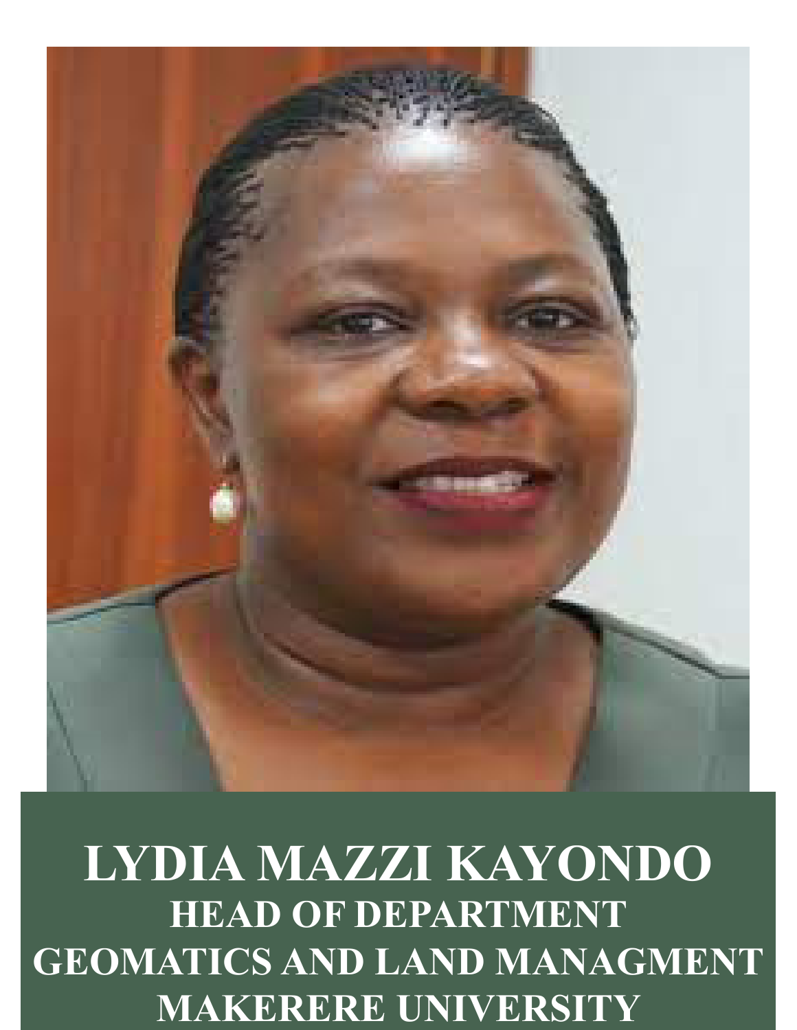**LYDIA MAZZI KAYONDO**

**HEAD OF DEPARTMENT**

**GEOMATICS AND LAND MANAGMENT**

**MAKERERE UNIVERSITY**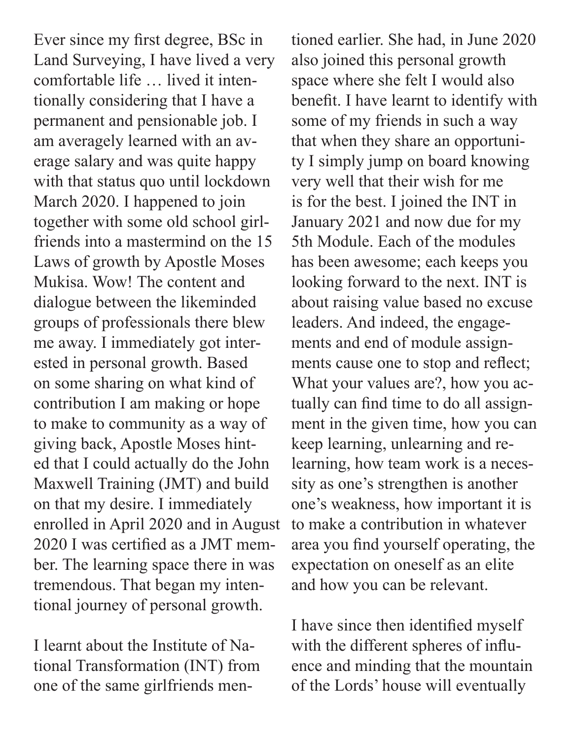Ever since my first degree, BSc in Land Surveying, I have lived a very comfortable life … lived it intentionally considering that I have a permanent and pensionable job. I am averagely learned with an average salary and was quite happy with that status quo until lockdown March 2020. I happened to join together with some old school girlfriends into a mastermind on the 15 Laws of growth by Apostle Moses Mukisa. Wow! The content and dialogue between the likeminded groups of professionals there blew me away. I immediately got interested in personal growth. Based on some sharing on what kind of contribution I am making or hope to make to community as a way of giving back, Apostle Moses hinted that I could actually do the John Maxwell Training (JMT) and build on that my desire. I immediately enrolled in April 2020 and in August 2020 I was certified as a JMT member. The learning space there in was tremendous. That began my intentional journey of personal growth.

I learnt about the Institute of National Transformation (INT) from one of the same girlfriends mentioned earlier. She had, in June 2020 also joined this personal growth space where she felt I would also benefit. I have learnt to identify with some of my friends in such a way that when they share an opportunity I simply jump on board knowing very well that their wish for me is for the best. I joined the INT in January 2021 and now due for my 5th Module. Each of the modules has been awesome; each keeps you looking forward to the next. INT is about raising value based no excuse leaders. And indeed, the engagements and end of module assignments cause one to stop and reflect; What your values are?, how you actually can find time to do all assignment in the given time, how you can keep learning, unlearning and relearning, how team work is a necessity as one's strengthen is another one's weakness, how important it is to make a contribution in whatever area you find yourself operating, the expectation on oneself as an elite and how you can be relevant.

I have since then identified myself with the different spheres of influence and minding that the mountain of the Lords' house will eventually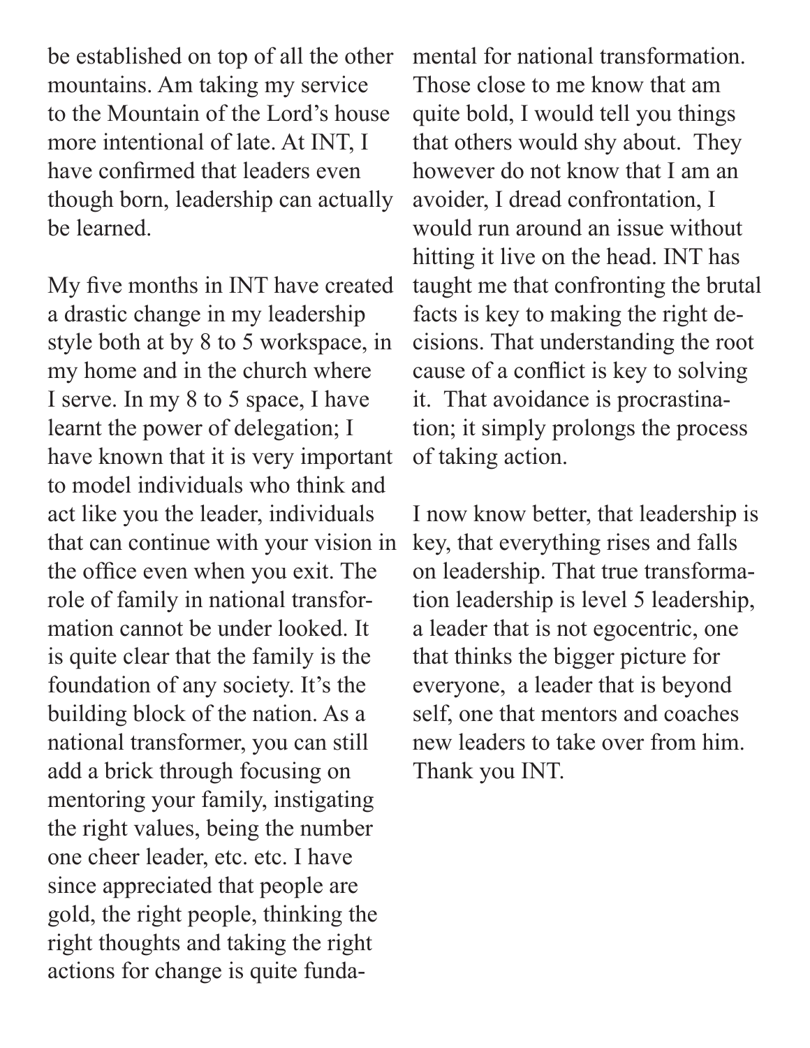be established on top of all the other mountains. Am taking my service to the Mountain of the Lord's house more intentional of late. At INT, I have confirmed that leaders even though born, leadership can actually be learned.

My five months in INT have created a drastic change in my leadership style both at by 8 to 5 workspace, in my home and in the church where I serve. In my 8 to 5 space, I have learnt the power of delegation; I have known that it is very important to model individuals who think and act like you the leader, individuals that can continue with your vision in the office even when you exit. The role of family in national transformation cannot be under looked. It is quite clear that the family is the foundation of any society. It's the building block of the nation. As a national transformer, you can still add a brick through focusing on mentoring your family, instigating the right values, being the number one cheer leader, etc. etc. I have since appreciated that people are gold, the right people, thinking the right thoughts and taking the right actions for change is quite fundamental for national transformation. Those close to me know that am quite bold, I would tell you things that others would shy about. They however do not know that I am an avoider, I dread confrontation, I would run around an issue without hitting it live on the head. INT has taught me that confronting the brutal facts is key to making the right decisions. That understanding the root cause of a conflict is key to solving it. That avoidance is procrastination; it simply prolongs the process of taking action.

I now know better, that leadership is key, that everything rises and falls on leadership. That true transformation leadership is level 5 leadership, a leader that is not egocentric, one that thinks the bigger picture for everyone, a leader that is beyond self, one that mentors and coaches new leaders to take over from him. Thank you INT.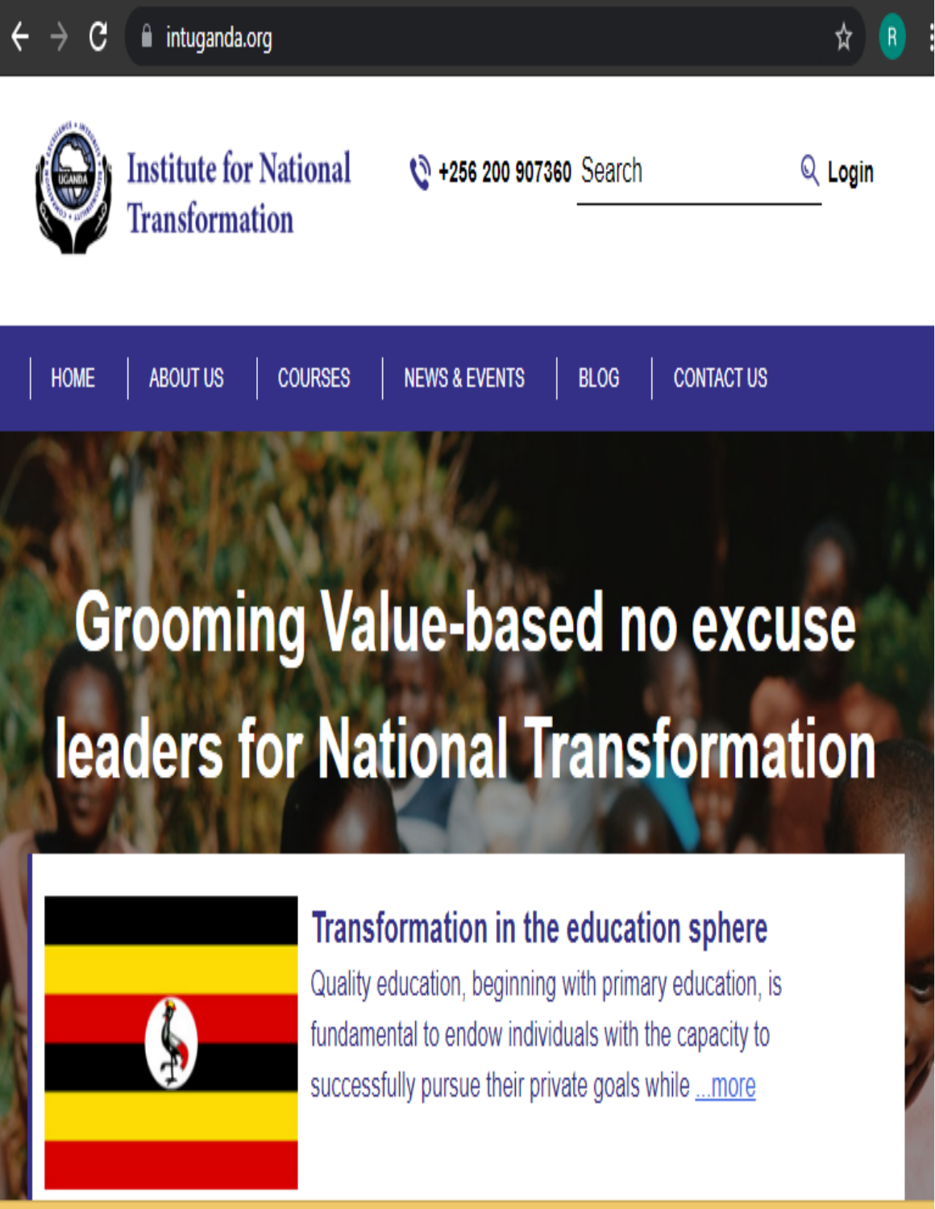intuganda.org

# Institute for National Transformation

+256 200 907360 Search Login

HOME | ABOUT US | COURSES | NEWS & EVENTS | BLOG | CONTACT US

# Grooming Value-based no excuse leaders for National Transformation

## Transformation in the education sphere

Quality education, beginning with primary education, is fundamental to endow individuals with the capacity to successfully pursue their private goals while ...more